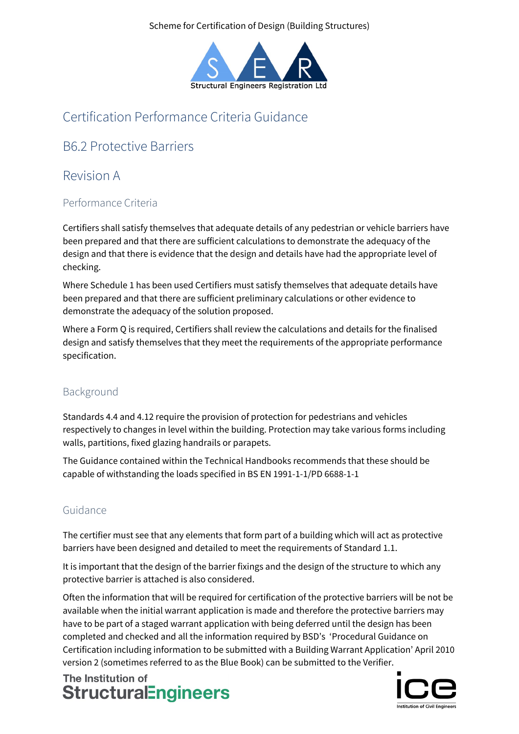Scheme for Certification of Design (Building Structures)

# Certification Performance Criteria Guidance

## B6.2 Protective Barriers

## Revision A

### Performance Criteria

Certifiers shall satisfy themselves that adequate details of any pedestrian or vehicle barriers have been prepared and that there are sufficient calculations to demonstrate the adequacy of the design and that there is evidence that the design and details have had the appropriate level of checking.

Where Schedule 1 has been used Certifiers must satisfy themselves that adequate details have been prepared and that there are sufficient preliminary calculations or other evidence to demonstrate the adequacy of the solution proposed.

Where a Form Q is required, Certifiers shall review the calculations and details for the finalised design and satisfy themselves that they meet the requirements of the appropriate performance specification.

### Background

Standards 4.4 and 4.12 require the provision of protection for pedestrians and vehicles respectively to changes in level within the building. Protection may take various forms including walls, partitions, fixed glazing handrails or parapets.

The Guidance contained within the Technical Handbooks recommends that these should be capable of withstanding the loads specified in BS EN 1991-1-1/PD 6688-1-1

### Guidance

The certifier must see that any elements that form part of a building which will act as protective barriers have been designed and detailed to meet the requirements of Standard 1.1.

It is important that the design of the barrier fixings and the design of the structure to which any protective barrier is attached is also considered.

Often the information that will be required for certification of the protective barriers will be not be available when the initial warrant application is made and therefore the protective barriers may have to be part of a staged warrant application with being deferred until the design has been completed and checked and all the information required by BSD's 'Procedural Guidance on Certification including information to be submitted with a Building Warrant Application' April 2010 version 2 (sometimes referred to as the Blue Book) can be submitted to the Verifier.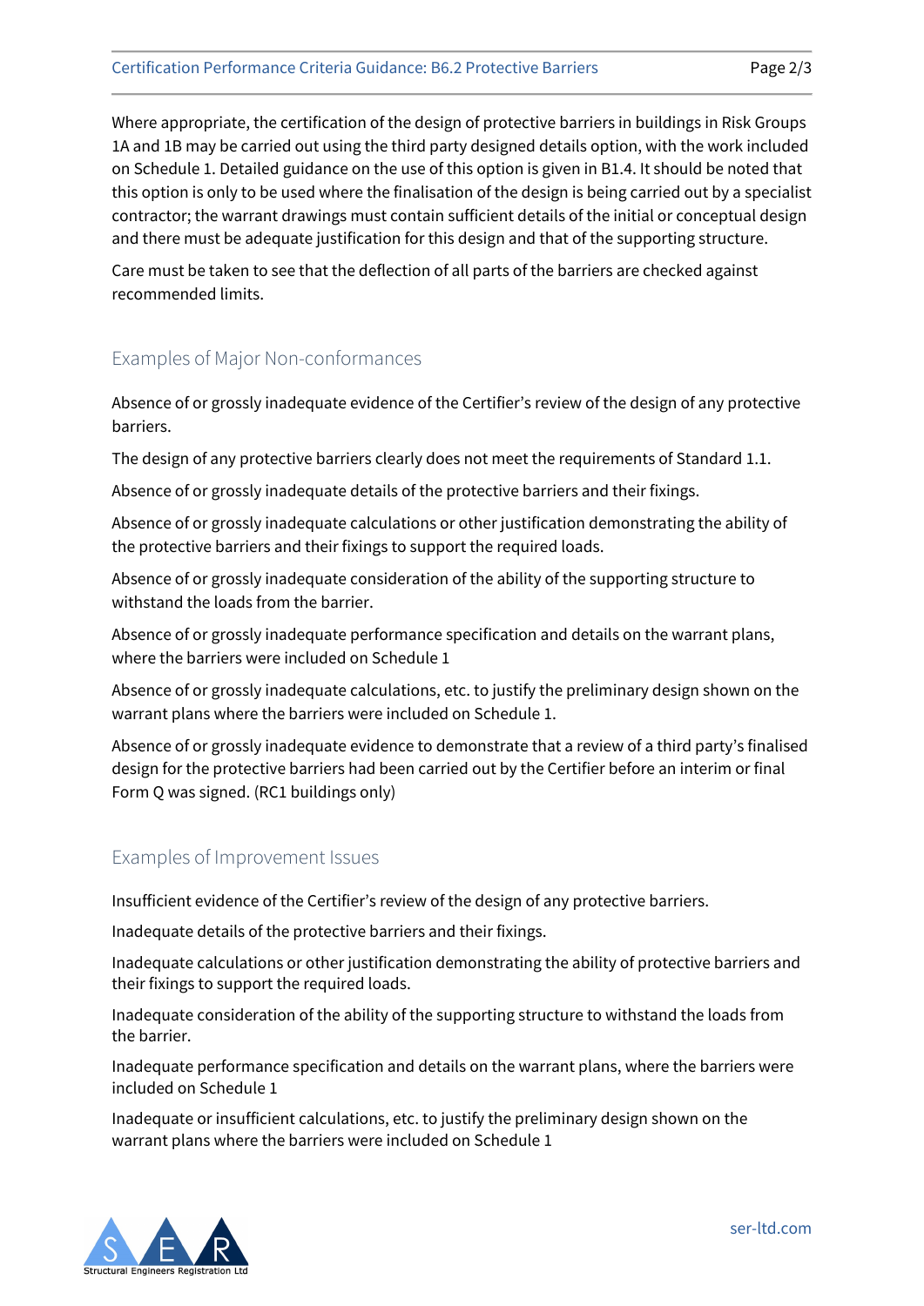Where appropriate, the certification of the design of protective barriers in buildings in Risk Groups 1A and 1B may be carried out using the third party designed details option, with the work included on Schedule 1. Detailed guidance on the use of this option is given in B1.4. It should be noted that this option is only to be used where the finalisation of the design is being carried out by a specialist contractor; the warrant drawings must contain sufficient details of the initial or conceptual design and there must be adequate justification for this design and that of the supporting structure.

Care must be taken to see that the deflection of all parts of the barriers are checked against recommended limits.

## Examples of Major Non-conformances

Absence of or grossly inadequate evidence of the Certifier's review of the design of any protective barriers.

The design of any protective barriers clearly does not meet the requirements of Standard 1.1.

Absence of or grossly inadequate details of the protective barriers and their fixings.

Absence of or grossly inadequate calculations or other justification demonstrating the ability of the protective barriers and their fixings to support the required loads.

Absence of or grossly inadequate consideration of the ability of the supporting structure to withstand the loads from the barrier.

Absence of or grossly inadequate performance specification and details on the warrant plans, where the barriers were included on Schedule 1

Absence of or grossly inadequate calculations, etc. to justify the preliminary design shown on the warrant plans where the barriers were included on Schedule 1.

Absence of or grossly inadequate evidence to demonstrate that a review of a third party's finalised design for the protective barriers had been carried out by the Certifier before an interim or final Form Q was signed. (RC1 buildings only)

## Examples of Improvement Issues

Insufficient evidence of the Certifier's review of the design of any protective barriers.

Inadequate details of the protective barriers and their fixings.

Inadequate calculations or other justification demonstrating the ability of protective barriers and their fixings to support the required loads.

Inadequate consideration of the ability of the supporting structure to withstand the loads from the barrier.

Inadequate performance specification and details on the warrant plans, where the barriers were included on Schedule 1

Inadequate or insufficient calculations, etc. to justify the preliminary design shown on the warrant plans where the barriers were included on Schedule 1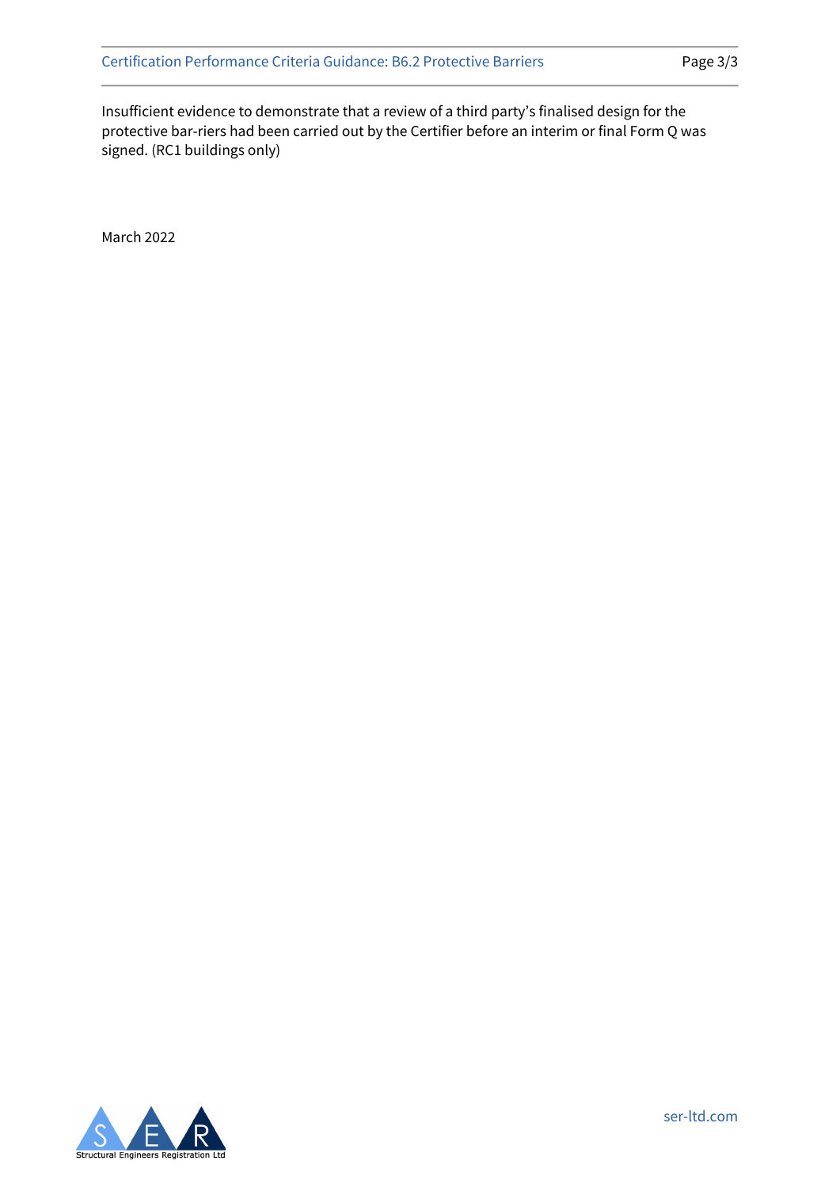Insufficient evidence to demonstrate that a review of a third party's finalised design for the protective bar-riers had been carried out by the Certifier before an interim or final Form Q was signed. (RC1 buildings only)

March 2022